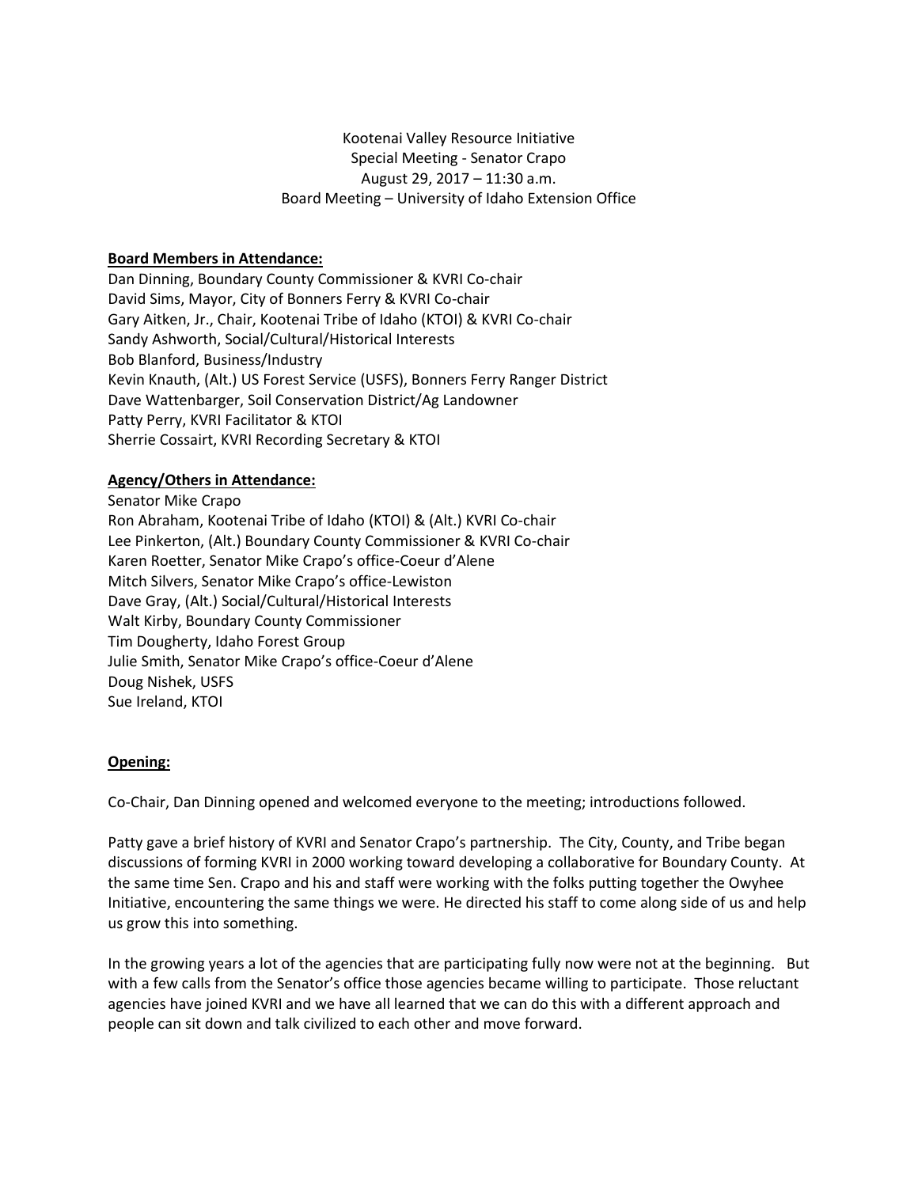Kootenai Valley Resource Initiative
Special Meeting - Senator Crapo
August 29, 2017 – 11:30 a.m.
Board Meeting – University of Idaho Extension Office

**Board Members in Attendance:**

Dan Dinning, Boundary County Commissioner & KVRI Co-chair
David Sims, Mayor, City of Bonners Ferry & KVRI Co-chair
Gary Aitken, Jr., Chair, Kootenai Tribe of Idaho (KTOI) & KVRI Co-chair
Sandy Ashworth, Social/Cultural/Historical Interests
Bob Blanford, Business/Industry
Kevin Knauth, (Alt.) US Forest Service (USFS), Bonners Ferry Ranger District
Dave Wattenbarger, Soil Conservation District/Ag Landowner
Patty Perry, KVRI Facilitator & KTOI
Sherrie Cossairt, KVRI Recording Secretary & KTOI

**Agency/Others in Attendance:**

Senator Mike Crapo
Ron Abraham, Kootenai Tribe of Idaho (KTOI) & (Alt.) KVRI Co-chair
Lee Pinkerton, (Alt.) Boundary County Commissioner & KVRI Co-chair
Karen Roetter, Senator Mike Crapo's office-Coeur d'Alene
Mitch Silvers, Senator Mike Crapo's office-Lewiston
Dave Gray, (Alt.) Social/Cultural/Historical Interests
Walt Kirby, Boundary County Commissioner
Tim Dougherty, Idaho Forest Group
Julie Smith, Senator Mike Crapo's office-Coeur d'Alene
Doug Nishek, USFS
Sue Ireland, KTOI

**Opening:**

Co-Chair, Dan Dinning opened and welcomed everyone to the meeting; introductions followed.

Patty gave a brief history of KVRI and Senator Crapo's partnership. The City, County, and Tribe began discussions of forming KVRI in 2000 working toward developing a collaborative for Boundary County. At the same time Sen. Crapo and his and staff were working with the folks putting together the Owyhee Initiative, encountering the same things we were. He directed his staff to come along side of us and help us grow this into something.

In the growing years a lot of the agencies that are participating fully now were not at the beginning. But with a few calls from the Senator's office those agencies became willing to participate. Those reluctant agencies have joined KVRI and we have all learned that we can do this with a different approach and people can sit down and talk civilized to each other and move forward.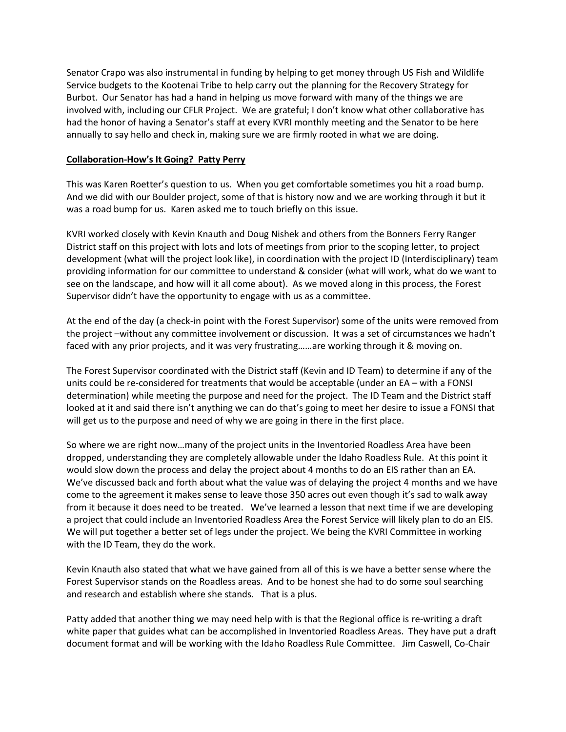Senator Crapo was also instrumental in funding by helping to get money through US Fish and Wildlife Service budgets to the Kootenai Tribe to help carry out the planning for the Recovery Strategy for Burbot. Our Senator has had a hand in helping us move forward with many of the things we are involved with, including our CFLR Project. We are grateful; I don't know what other collaborative has had the honor of having a Senator's staff at every KVRI monthly meeting and the Senator to be here annually to say hello and check in, making sure we are firmly rooted in what we are doing.

**Collaboration-How's It Going? Patty Perry**

This was Karen Roetter's question to us. When you get comfortable sometimes you hit a road bump. And we did with our Boulder project, some of that is history now and we are working through it but it was a road bump for us. Karen asked me to touch briefly on this issue.

KVRI worked closely with Kevin Knauth and Doug Nishek and others from the Bonners Ferry Ranger District staff on this project with lots and lots of meetings from prior to the scoping letter, to project development (what will the project look like), in coordination with the project ID (Interdisciplinary) team providing information for our committee to understand & consider (what will work, what do we want to see on the landscape, and how will it all come about). As we moved along in this process, the Forest Supervisor didn't have the opportunity to engage with us as a committee.

At the end of the day (a check-in point with the Forest Supervisor) some of the units were removed from the project –without any committee involvement or discussion. It was a set of circumstances we hadn't faced with any prior projects, and it was very frustrating……are working through it & moving on.

The Forest Supervisor coordinated with the District staff (Kevin and ID Team) to determine if any of the units could be re-considered for treatments that would be acceptable (under an EA – with a FONSI determination) while meeting the purpose and need for the project. The ID Team and the District staff looked at it and said there isn't anything we can do that's going to meet her desire to issue a FONSI that will get us to the purpose and need of why we are going in there in the first place.

So where we are right now…many of the project units in the Inventoried Roadless Area have been dropped, understanding they are completely allowable under the Idaho Roadless Rule. At this point it would slow down the process and delay the project about 4 months to do an EIS rather than an EA. We've discussed back and forth about what the value was of delaying the project 4 months and we have come to the agreement it makes sense to leave those 350 acres out even though it's sad to walk away from it because it does need to be treated. We've learned a lesson that next time if we are developing a project that could include an Inventoried Roadless Area the Forest Service will likely plan to do an EIS. We will put together a better set of legs under the project. We being the KVRI Committee in working with the ID Team, they do the work.

Kevin Knauth also stated that what we have gained from all of this is we have a better sense where the Forest Supervisor stands on the Roadless areas. And to be honest she had to do some soul searching and research and establish where she stands. That is a plus.

Patty added that another thing we may need help with is that the Regional office is re-writing a draft white paper that guides what can be accomplished in Inventoried Roadless Areas. They have put a draft document format and will be working with the Idaho Roadless Rule Committee. Jim Caswell, Co-Chair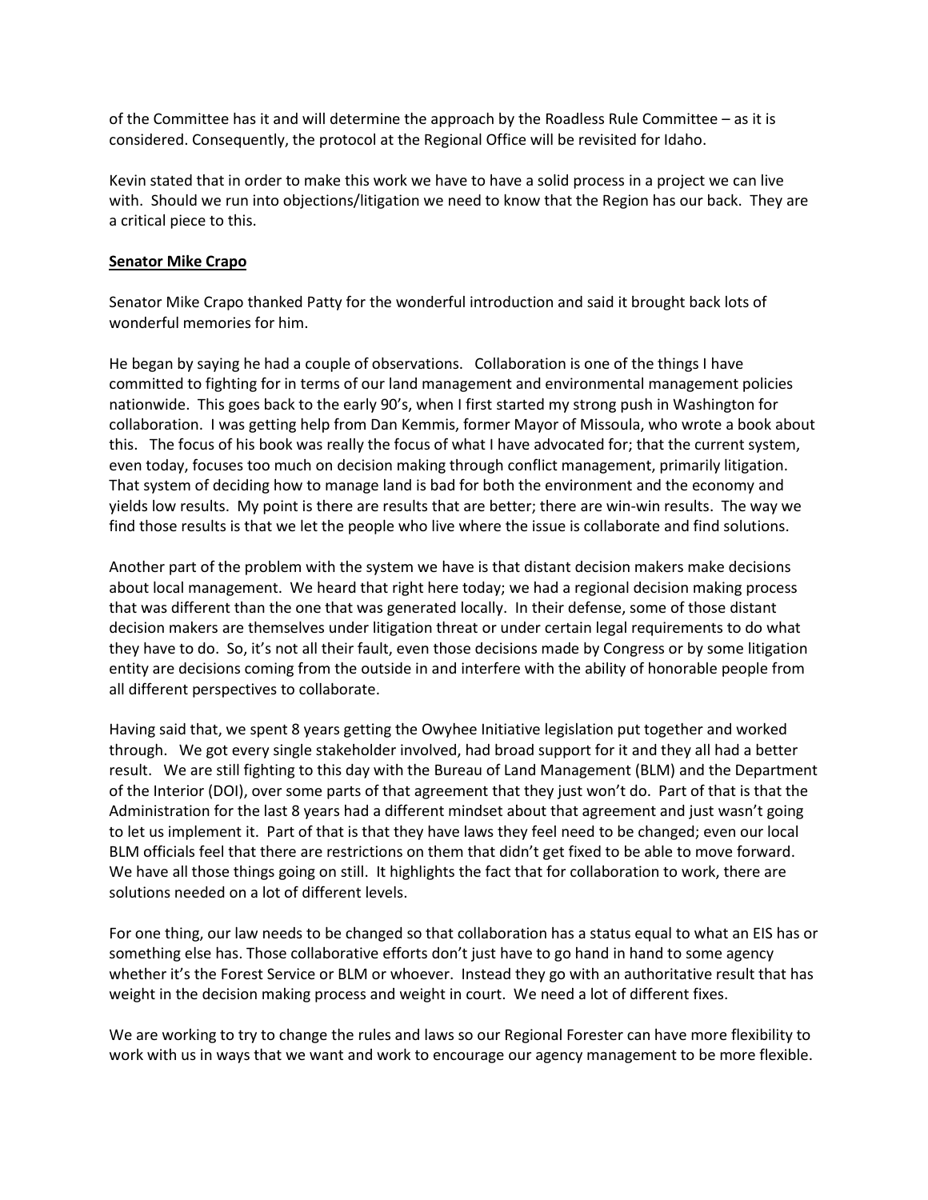of the Committee has it and will determine the approach by the Roadless Rule Committee – as it is considered. Consequently, the protocol at the Regional Office will be revisited for Idaho.

Kevin stated that in order to make this work we have to have a solid process in a project we can live with. Should we run into objections/litigation we need to know that the Region has our back. They are a critical piece to this.

**Senator Mike Crapo**

Senator Mike Crapo thanked Patty for the wonderful introduction and said it brought back lots of wonderful memories for him.

He began by saying he had a couple of observations. Collaboration is one of the things I have committed to fighting for in terms of our land management and environmental management policies nationwide. This goes back to the early 90's, when I first started my strong push in Washington for collaboration. I was getting help from Dan Kemmis, former Mayor of Missoula, who wrote a book about this. The focus of his book was really the focus of what I have advocated for; that the current system, even today, focuses too much on decision making through conflict management, primarily litigation. That system of deciding how to manage land is bad for both the environment and the economy and yields low results. My point is there are results that are better; there are win-win results. The way we find those results is that we let the people who live where the issue is collaborate and find solutions.

Another part of the problem with the system we have is that distant decision makers make decisions about local management. We heard that right here today; we had a regional decision making process that was different than the one that was generated locally. In their defense, some of those distant decision makers are themselves under litigation threat or under certain legal requirements to do what they have to do. So, it's not all their fault, even those decisions made by Congress or by some litigation entity are decisions coming from the outside in and interfere with the ability of honorable people from all different perspectives to collaborate.

Having said that, we spent 8 years getting the Owyhee Initiative legislation put together and worked through. We got every single stakeholder involved, had broad support for it and they all had a better result. We are still fighting to this day with the Bureau of Land Management (BLM) and the Department of the Interior (DOI), over some parts of that agreement that they just won't do. Part of that is that the Administration for the last 8 years had a different mindset about that agreement and just wasn't going to let us implement it. Part of that is that they have laws they feel need to be changed; even our local BLM officials feel that there are restrictions on them that didn't get fixed to be able to move forward. We have all those things going on still. It highlights the fact that for collaboration to work, there are solutions needed on a lot of different levels.

For one thing, our law needs to be changed so that collaboration has a status equal to what an EIS has or something else has. Those collaborative efforts don't just have to go hand in hand to some agency whether it's the Forest Service or BLM or whoever. Instead they go with an authoritative result that has weight in the decision making process and weight in court. We need a lot of different fixes.

We are working to try to change the rules and laws so our Regional Forester can have more flexibility to work with us in ways that we want and work to encourage our agency management to be more flexible.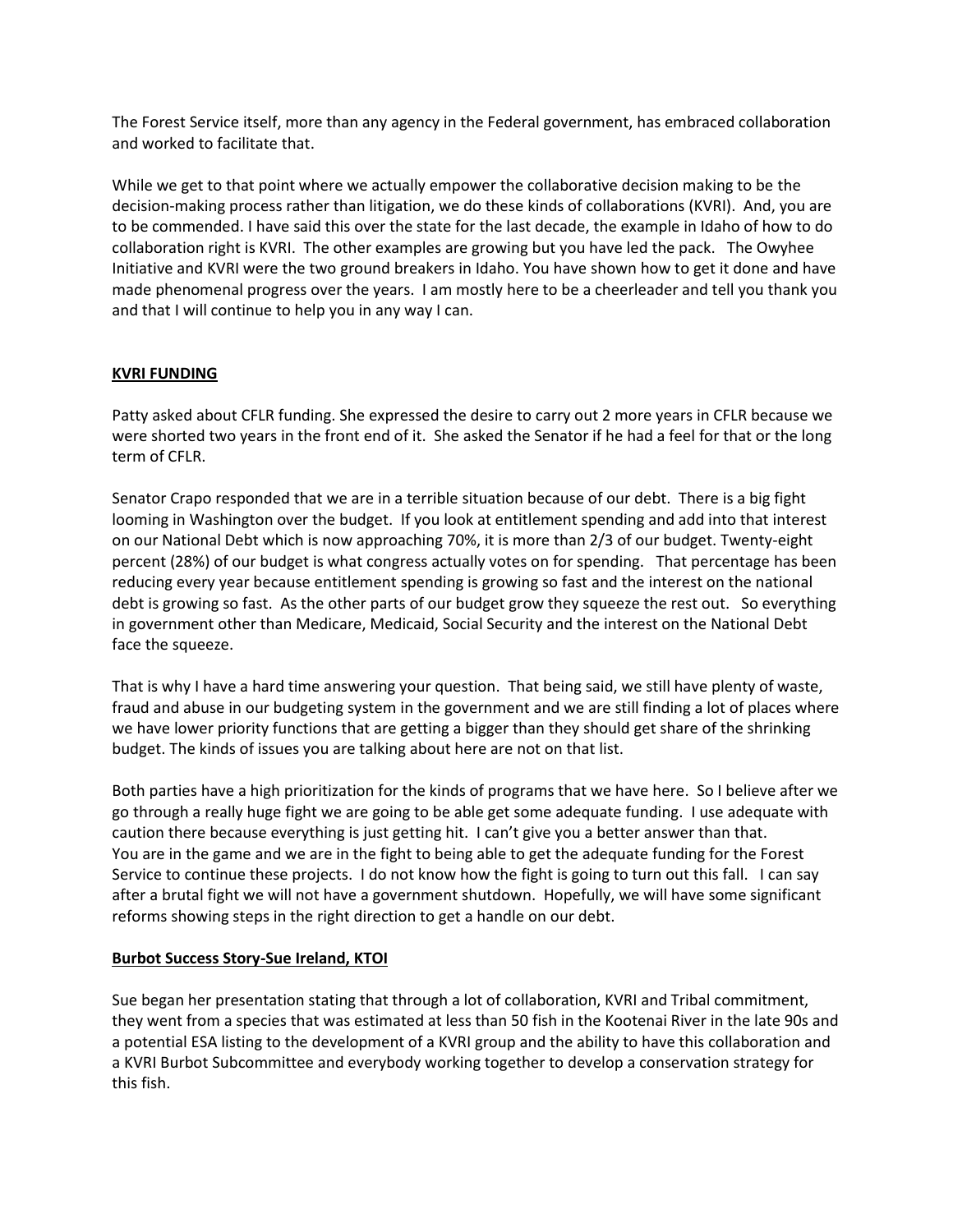The Forest Service itself, more than any agency in the Federal government, has embraced collaboration and worked to facilitate that.

While we get to that point where we actually empower the collaborative decision making to be the decision-making process rather than litigation, we do these kinds of collaborations (KVRI). And, you are to be commended. I have said this over the state for the last decade, the example in Idaho of how to do collaboration right is KVRI. The other examples are growing but you have led the pack. The Owyhee Initiative and KVRI were the two ground breakers in Idaho. You have shown how to get it done and have made phenomenal progress over the years. I am mostly here to be a cheerleader and tell you thank you and that I will continue to help you in any way I can.

**KVRI FUNDING**

Patty asked about CFLR funding. She expressed the desire to carry out 2 more years in CFLR because we were shorted two years in the front end of it. She asked the Senator if he had a feel for that or the long term of CFLR.

Senator Crapo responded that we are in a terrible situation because of our debt. There is a big fight looming in Washington over the budget. If you look at entitlement spending and add into that interest on our National Debt which is now approaching 70%, it is more than 2/3 of our budget. Twenty-eight percent (28%) of our budget is what congress actually votes on for spending. That percentage has been reducing every year because entitlement spending is growing so fast and the interest on the national debt is growing so fast. As the other parts of our budget grow they squeeze the rest out. So everything in government other than Medicare, Medicaid, Social Security and the interest on the National Debt face the squeeze.

That is why I have a hard time answering your question. That being said, we still have plenty of waste, fraud and abuse in our budgeting system in the government and we are still finding a lot of places where we have lower priority functions that are getting a bigger than they should get share of the shrinking budget. The kinds of issues you are talking about here are not on that list.

Both parties have a high prioritization for the kinds of programs that we have here. So I believe after we go through a really huge fight we are going to be able get some adequate funding. I use adequate with caution there because everything is just getting hit. I can't give you a better answer than that. You are in the game and we are in the fight to being able to get the adequate funding for the Forest Service to continue these projects. I do not know how the fight is going to turn out this fall. I can say after a brutal fight we will not have a government shutdown. Hopefully, we will have some significant reforms showing steps in the right direction to get a handle on our debt.

**Burbot Success Story-Sue Ireland, KTOI**

Sue began her presentation stating that through a lot of collaboration, KVRI and Tribal commitment, they went from a species that was estimated at less than 50 fish in the Kootenai River in the late 90s and a potential ESA listing to the development of a KVRI group and the ability to have this collaboration and a KVRI Burbot Subcommittee and everybody working together to develop a conservation strategy for this fish.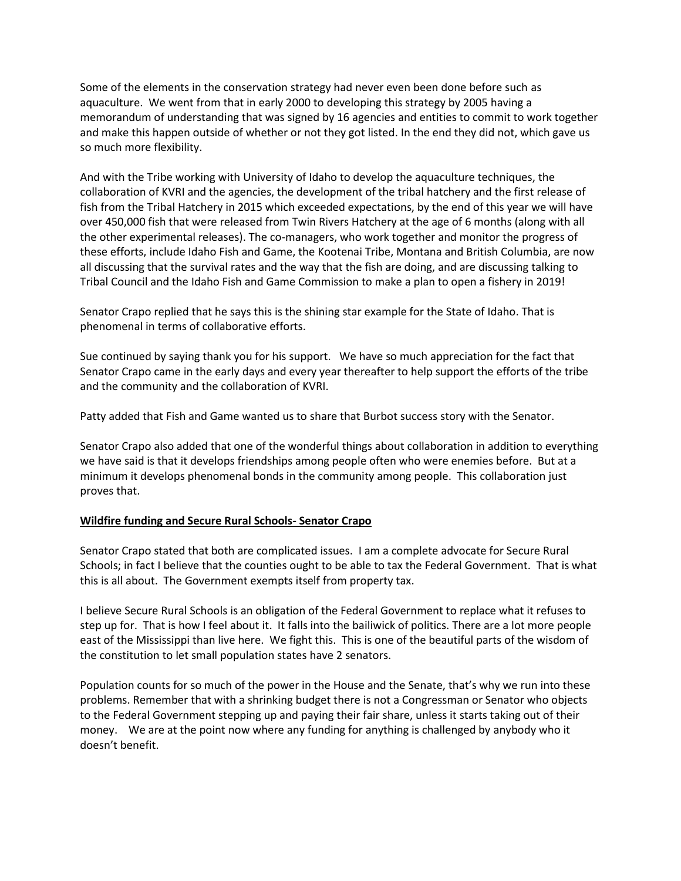Some of the elements in the conservation strategy had never even been done before such as aquaculture. We went from that in early 2000 to developing this strategy by 2005 having a memorandum of understanding that was signed by 16 agencies and entities to commit to work together and make this happen outside of whether or not they got listed. In the end they did not, which gave us so much more flexibility.

And with the Tribe working with University of Idaho to develop the aquaculture techniques, the collaboration of KVRI and the agencies, the development of the tribal hatchery and the first release of fish from the Tribal Hatchery in 2015 which exceeded expectations, by the end of this year we will have over 450,000 fish that were released from Twin Rivers Hatchery at the age of 6 months (along with all the other experimental releases). The co-managers, who work together and monitor the progress of these efforts, include Idaho Fish and Game, the Kootenai Tribe, Montana and British Columbia, are now all discussing that the survival rates and the way that the fish are doing, and are discussing talking to Tribal Council and the Idaho Fish and Game Commission to make a plan to open a fishery in 2019!

Senator Crapo replied that he says this is the shining star example for the State of Idaho. That is phenomenal in terms of collaborative efforts.

Sue continued by saying thank you for his support. We have so much appreciation for the fact that Senator Crapo came in the early days and every year thereafter to help support the efforts of the tribe and the community and the collaboration of KVRI.

Patty added that Fish and Game wanted us to share that Burbot success story with the Senator.

Senator Crapo also added that one of the wonderful things about collaboration in addition to everything we have said is that it develops friendships among people often who were enemies before. But at a minimum it develops phenomenal bonds in the community among people. This collaboration just proves that.

**Wildfire funding and Secure Rural Schools- Senator Crapo**

Senator Crapo stated that both are complicated issues. I am a complete advocate for Secure Rural Schools; in fact I believe that the counties ought to be able to tax the Federal Government. That is what this is all about. The Government exempts itself from property tax.

I believe Secure Rural Schools is an obligation of the Federal Government to replace what it refuses to step up for. That is how I feel about it. It falls into the bailiwick of politics. There are a lot more people east of the Mississippi than live here. We fight this. This is one of the beautiful parts of the wisdom of the constitution to let small population states have 2 senators.

Population counts for so much of the power in the House and the Senate, that's why we run into these problems. Remember that with a shrinking budget there is not a Congressman or Senator who objects to the Federal Government stepping up and paying their fair share, unless it starts taking out of their money. We are at the point now where any funding for anything is challenged by anybody who it doesn't benefit.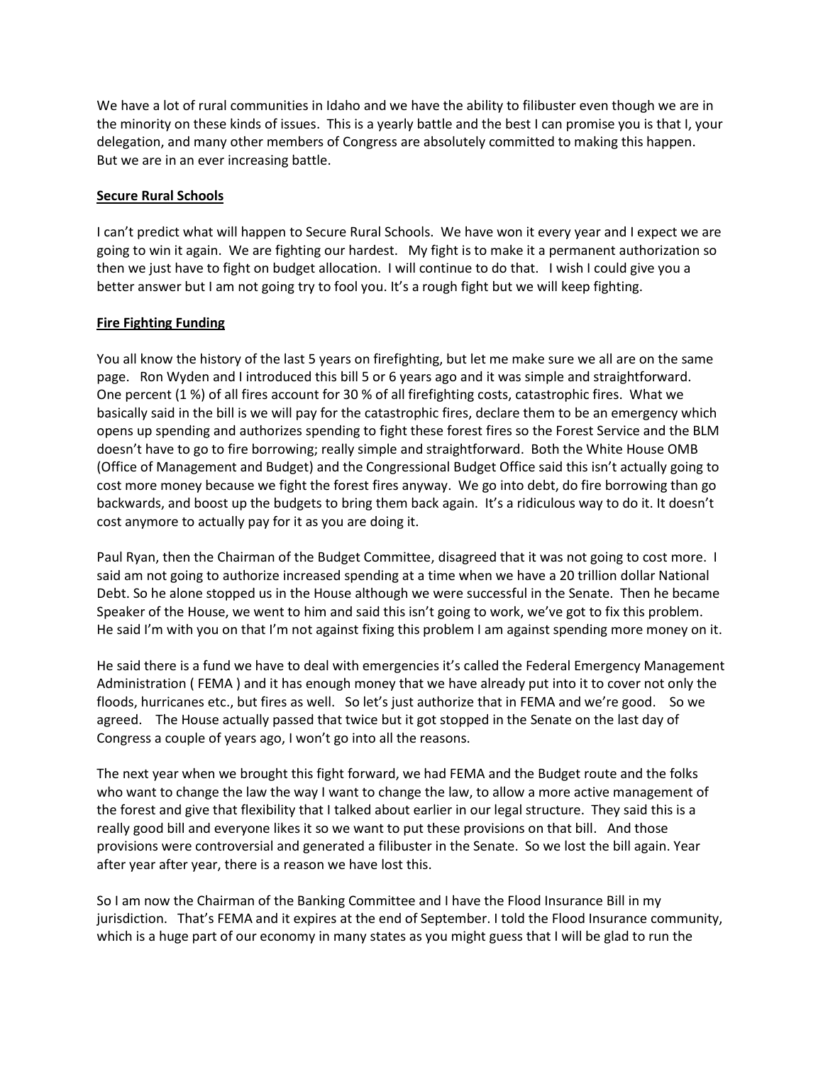We have a lot of rural communities in Idaho and we have the ability to filibuster even though we are in the minority on these kinds of issues. This is a yearly battle and the best I can promise you is that I, your delegation, and many other members of Congress are absolutely committed to making this happen. But we are in an ever increasing battle.

**Secure Rural Schools**

I can't predict what will happen to Secure Rural Schools. We have won it every year and I expect we are going to win it again. We are fighting our hardest. My fight is to make it a permanent authorization so then we just have to fight on budget allocation. I will continue to do that. I wish I could give you a better answer but I am not going try to fool you. It's a rough fight but we will keep fighting.

**Fire Fighting Funding**

You all know the history of the last 5 years on firefighting, but let me make sure we all are on the same page. Ron Wyden and I introduced this bill 5 or 6 years ago and it was simple and straightforward. One percent (1 %) of all fires account for 30 % of all firefighting costs, catastrophic fires. What we basically said in the bill is we will pay for the catastrophic fires, declare them to be an emergency which opens up spending and authorizes spending to fight these forest fires so the Forest Service and the BLM doesn't have to go to fire borrowing; really simple and straightforward. Both the White House OMB (Office of Management and Budget) and the Congressional Budget Office said this isn't actually going to cost more money because we fight the forest fires anyway. We go into debt, do fire borrowing than go backwards, and boost up the budgets to bring them back again. It's a ridiculous way to do it. It doesn't cost anymore to actually pay for it as you are doing it.

Paul Ryan, then the Chairman of the Budget Committee, disagreed that it was not going to cost more. I said am not going to authorize increased spending at a time when we have a 20 trillion dollar National Debt. So he alone stopped us in the House although we were successful in the Senate. Then he became Speaker of the House, we went to him and said this isn't going to work, we've got to fix this problem. He said I'm with you on that I'm not against fixing this problem I am against spending more money on it.

He said there is a fund we have to deal with emergencies it's called the Federal Emergency Management Administration ( FEMA ) and it has enough money that we have already put into it to cover not only the floods, hurricanes etc., but fires as well. So let's just authorize that in FEMA and we're good. So we agreed. The House actually passed that twice but it got stopped in the Senate on the last day of Congress a couple of years ago, I won't go into all the reasons.

The next year when we brought this fight forward, we had FEMA and the Budget route and the folks who want to change the law the way I want to change the law, to allow a more active management of the forest and give that flexibility that I talked about earlier in our legal structure. They said this is a really good bill and everyone likes it so we want to put these provisions on that bill. And those provisions were controversial and generated a filibuster in the Senate. So we lost the bill again. Year after year after year, there is a reason we have lost this.

So I am now the Chairman of the Banking Committee and I have the Flood Insurance Bill in my jurisdiction. That's FEMA and it expires at the end of September. I told the Flood Insurance community, which is a huge part of our economy in many states as you might guess that I will be glad to run the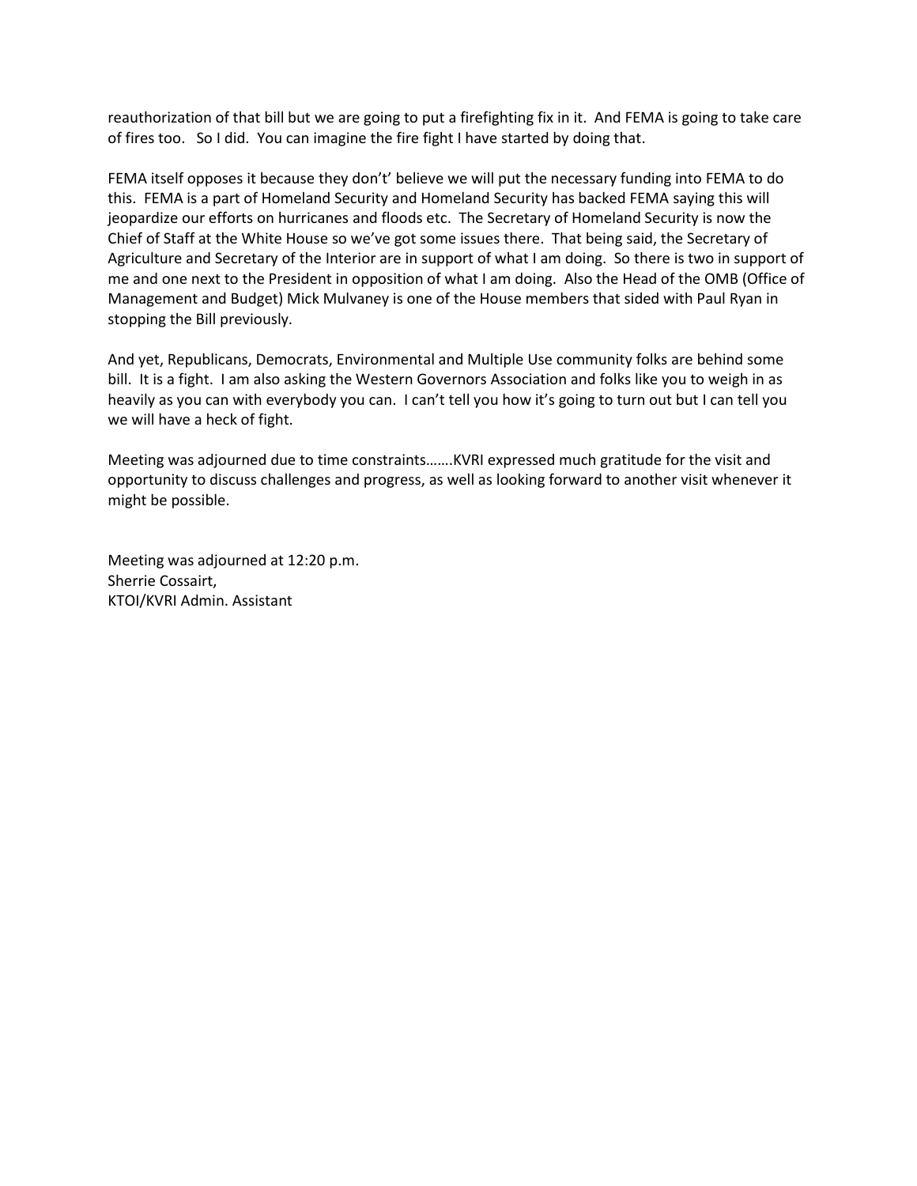reauthorization of that bill but we are going to put a firefighting fix in it. And FEMA is going to take care of fires too. So I did. You can imagine the fire fight I have started by doing that.

FEMA itself opposes it because they don't' believe we will put the necessary funding into FEMA to do this. FEMA is a part of Homeland Security and Homeland Security has backed FEMA saying this will jeopardize our efforts on hurricanes and floods etc. The Secretary of Homeland Security is now the Chief of Staff at the White House so we've got some issues there. That being said, the Secretary of Agriculture and Secretary of the Interior are in support of what I am doing. So there is two in support of me and one next to the President in opposition of what I am doing. Also the Head of the OMB (Office of Management and Budget) Mick Mulvaney is one of the House members that sided with Paul Ryan in stopping the Bill previously.

And yet, Republicans, Democrats, Environmental and Multiple Use community folks are behind some bill. It is a fight. I am also asking the Western Governors Association and folks like you to weigh in as heavily as you can with everybody you can. I can't tell you how it's going to turn out but I can tell you we will have a heck of fight.

Meeting was adjourned due to time constraints…….KVRI expressed much gratitude for the visit and opportunity to discuss challenges and progress, as well as looking forward to another visit whenever it might be possible.

Meeting was adjourned at 12:20 p.m.
Sherrie Cossairt,
KTOI/KVRI Admin. Assistant